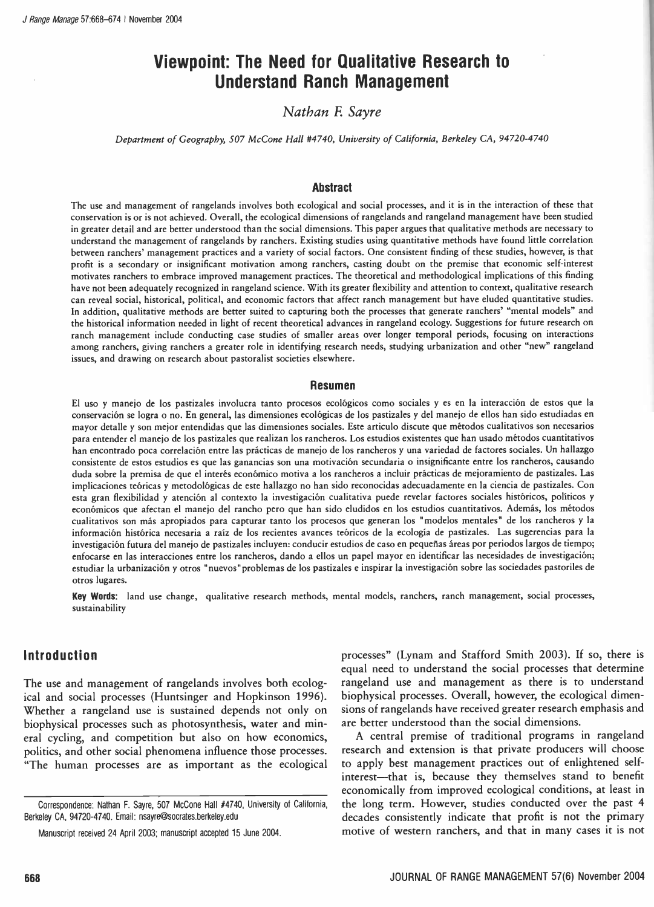# Viewpoint: The Need for Qualitative Research to Understand Ranch Management

*Nathan F. Sayre*

*Department of Geography, 507 McCone Hall #4740, University of California, Berkeley CA, 94720-4740*

## Abstract

The use and management of rangelands involves both ecological and social processes, and it is in the interaction of these that conservation is or is not achieved. Overall, the ecological dimensions of rangelands and rangeland management have been studied in greater detail and are better understood than the social dimensions. This paper argues that qualitative methods are necessary to understand the management of rangelands by ranchers. Existing studies using quantitative methods have found little correlation between ranchers' management practices and a variety of social factors. One consistent finding of these studies, however, is that profit is a secondary or insignificant motivation among ranchers, casting doubt on the premise that economic self-interest motivates ranchers to embrace improved management practices. The theoretical and methodological implications of this finding have not been adequately recognized in rangeland science. With its greater flexibility and attention to context, qualitative research can reveal social, historical, political, and economic factors that affect ranch management but have eluded quantitative studies. In addition, qualitative methods are better suited to capturing both the processes that generate ranchers' "mental models" and the historical information needed in light of recent theoretical advances in rangeland ecology. Suggestions for future research on ranch management include conducting case studies of smaller areas over longer temporal periods, focusing on interactions among ranchers, giving ranchers a greater role in identifying research needs, studying urbanization and other "new" rangeland issues, and drawing on research about pastoralist societies elsewhere.

## Resumen

El uso y manejo de los pastizales involucra tanto procesos ecológicos como sociales y es en la interacción de estos que la conservación se logra o no. En general, las dimensiones ecológicas de los pastizales y del manejo de ellos han sido estudiadas en mayor detalle y son mejor entendidas que las dimensiones sociales. Este articulo discute que métodos cualitativos son necesarios para entender el manejo de los pastizales que realizan los rancheros. Los estudios existentes que han usado métodos cuantitativos han encontrado poca correlación entre las prácticas de manejo de los rancheros y una variedad de factores sociales. Un hallazgo consistente de estos estudios es que las ganancias son una motivación secundaria o insignificante entre los rancheros, causando duda sobre la premisa de que el interés económico motiva a los rancheros a incluir prácticas de mejoramiento de pastizales. Las implicaciones teóricas y metodológicas de este hallazgo no han sido reconocidas adecuadamente en la ciencia de pastizales. Con esta gran flexibilidad y atención al contexto la investigación cualitativa puede revelar factores sociales históricos, políticos y económicos que afectan el manejo del rancho pero que han sido eludidos en los estudios cuantitativos. Además, los métodos cualitativos son más apropiados para capturar tanto los procesos que generan los "modelos mentales" de los rancheros y la información histórica necesaria a raíz de los recientes avances teóricos de la ecología de pastizales. Las sugerencias para la investigación futura del manejo de pastizales incluyen: conducir estudios de caso en pequeñas áreas por periodos largos de tiempo; enfocarse en las interacciones entre los rancheros, dando a ellos un papel mayor en identificar las necesidades de investigación; estudiar la urbanización y otros "nuevos"problemas de los pastizales e inspirar la investigación sobre las sociedades pastoriles de otros lugares.

**Key Words:** land use change, qualitative research methods, mental models, ranchers, ranch management, social processes, sustainability

## Introduction

The use and management of rangelands involves both ecological and social processes (Huntsinger and Hopkinson 1996). Whether a rangeland use is sustained depends not only on biophysical processes such as photosynthesis, water and mineral cycling, and competition but also on how economics, politics, and other social phenomena influence those processes. "The human processes are as important as the ecological processes" (Lynam and Stafford Smith 2003). If so, there is equal need to understand the social processes that determine rangeland use and management as there is to understand biophysical processes. Overall, however, the ecological dimensions of rangelands have received greater research emphasis and are better understood than the social dimensions.

A central premise of traditional programs in rangeland research and extension is that private producers will choose to apply best management practices out of enlightened self-interest—that is, because they themselves stand to benefit economically from improved ecological conditions, at least in the long term. However, studies conducted over the past 4 decades consistently indicate that profit is not the primary motive of western ranchers, and that in many cases it is not

Correspondence: Nathan F. Sayre, 507 McCone Hall #4740, University of California, Berkeley CA, 94720-4740. Email: nsayre@socrates.berkeley.edu

Manuscript received 24 April 2003; manuscript accepted 15 June 2004.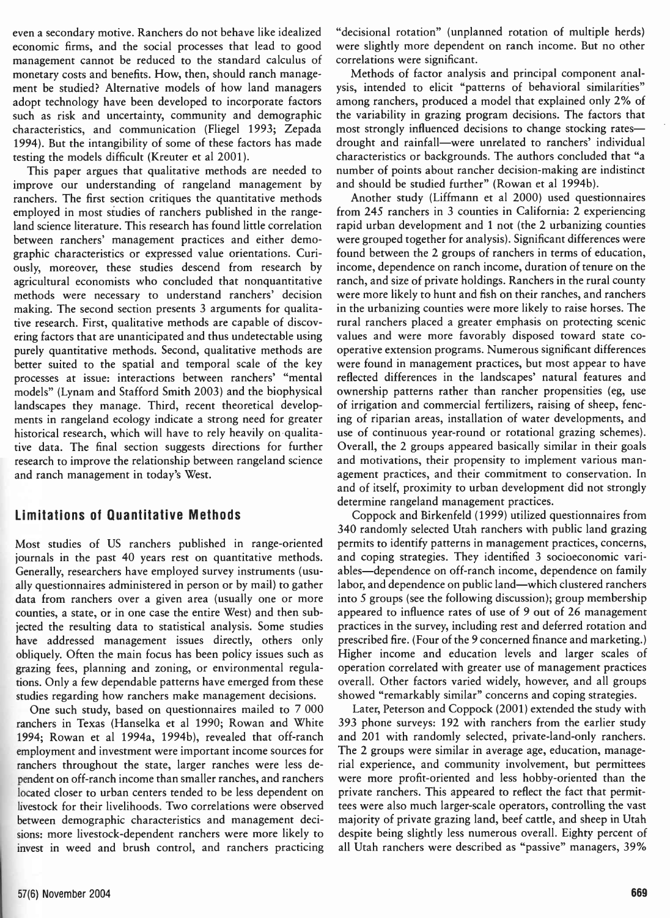even a secondary motive. Ranchers do not behave like idealized economic firms, and the social processes that lead to good management cannot be reduced to the standard calculus of monetary costs and benefits. How, then, should ranch management be studied? Alternative models of how land managers adopt technology have been developed to incorporate factors such as risk and uncertainty, community and demographic characteristics, and communication (Fliegel 1993; Zepada 1994). But the intangibility of some of these factors has made testing the models difficult (Kreuter et al 2001).

This paper argues that qualitative methods are needed to improve our understanding of rangeland management by ranchers. The first section critiques the quantitative methods employed in most studies of ranchers published in the rangeland science literature. This research has found little correlation between ranchers' management practices and either demographic characteristics or expressed value orientations. Curiously, moreover, these studies descend from research by agricultural economists who concluded that nonquantitative methods were necessary to understand ranchers' decision making. The second section presents 3 arguments for qualitative research. First, qualitative methods are capable of discovering factors that are unanticipated and thus undetectable using purely quantitative methods. Second, qualitative methods are better suited to the spatial and temporal scale of the key processes at issue: interactions between ranchers' "mental models" (Lynam and Stafford Smith 2003) and the biophysical landscapes they manage. Third, recent theoretical developments in rangeland ecology indicate a strong need for greater historical research, which will have to rely heavily on qualitative data. The final section suggests directions for further research to improve the relationship between rangeland science and ranch management in today's West.

## Limitations of Quantitative Methods

Most studies of US ranchers published in range-oriented journals in the past 40 years rest on quantitative methods. Generally, researchers have employed survey instruments (usually questionnaires administered in person or by mail) to gather data from ranchers over a given area (usually one or more counties, a state, or in one case the entire West) and then subjected the resulting data to statistical analysis. Some studies have addressed management issues directly, others only obliquely. Often the main focus has been policy issues such as grazing fees, planning and zoning, or environmental regulations. Only a few dependable patterns have emerged from these studies regarding how ranchers make management decisions.

One such study, based on questionnaires mailed to 7 000 ranchers in Texas (Hanselka et al 1990; Rowan and White 1994; Rowan et al 1994a, 1994b), revealed that off-ranch employment and investment were important income sources for ranchers throughout the state, larger ranches were less dependent on off-ranch income than smaller ranches, and ranchers located closer to urban centers tended to be less dependent on livestock for their livelihoods. Two correlations were observed between demographic characteristics and management decisions: more livestock-dependent ranchers were more likely to invest in weed and brush control, and ranchers practicing "decisional rotation" (unplanned rotation of multiple herds) were slightly more dependent on ranch income. But no other correlations were significant.

Methods of factor analysis and principal component analysis, intended to elicit "patterns of behavioral similarities" among ranchers, produced a model that explained only 2% of the variability in grazing program decisions. The factors that most strongly influenced decisions to change stocking rates—drought and rainfall—were unrelated to ranchers' individual characteristics or backgrounds. The authors concluded that "a number of points about rancher decision-making are indistinct and should be studied further" (Rowan et al 1994b).

Another study (Liffmann et al 2000) used questionnaires from 245 ranchers in 3 counties in California: 2 experiencing rapid urban development and 1 not (the 2 urbanizing counties were grouped together for analysis). Significant differences were found between the 2 groups of ranchers in terms of education, income, dependence on ranch income, duration of tenure on the ranch, and size of private holdings. Ranchers in the rural county were more likely to hunt and fish on their ranches, and ranchers in the urbanizing counties were more likely to raise horses. The rural ranchers placed a greater emphasis on protecting scenic values and were more favorably disposed toward state cooperative extension programs. Numerous significant differences were found in management practices, but most appear to have reflected differences in the landscapes' natural features and ownership patterns rather than rancher propensities (eg, use of irrigation and commercial fertilizers, raising of sheep, fencing of riparian areas, installation of water developments, and use of continuous year-round or rotational grazing schemes). Overall, the 2 groups appeared basically similar in their goals and motivations, their propensity to implement various management practices, and their commitment to conservation. In and of itself, proximity to urban development did not strongly determine rangeland management practices.

Coppock and Birkenfeld (1999) utilized questionnaires from 340 randomly selected Utah ranchers with public land grazing permits to identify patterns in management practices, concerns, and coping strategies. They identified 3 socioeconomic variables—dependence on off-ranch income, dependence on family labor, and dependence on public land—which clustered ranchers into 5 groups (see the following discussion); group membership appeared to influence rates of use of 9 out of 26 management practices in the survey, including rest and deferred rotation and prescribed fire. (Four of the 9 concerned finance and marketing.) Higher income and education levels and larger scales of operation correlated with greater use of management practices overall. Other factors varied widely, however, and all groups showed "remarkably similar" concerns and coping strategies.

Later, Peterson and Coppock (2001) extended the study with 393 phone surveys: 192 with ranchers from the earlier study and 201 with randomly selected, private-land-only ranchers. The 2 groups were similar in average age, education, managerial experience, and community involvement, but permittees were more profit-oriented and less hobby-oriented than the private ranchers. This appeared to reflect the fact that permittees were also much larger-scale operators, controlling the vast majority of private grazing land, beef cattle, and sheep in Utah despite being slightly less numerous overall. Eighty percent of all Utah ranchers were described as "passive" managers, 39%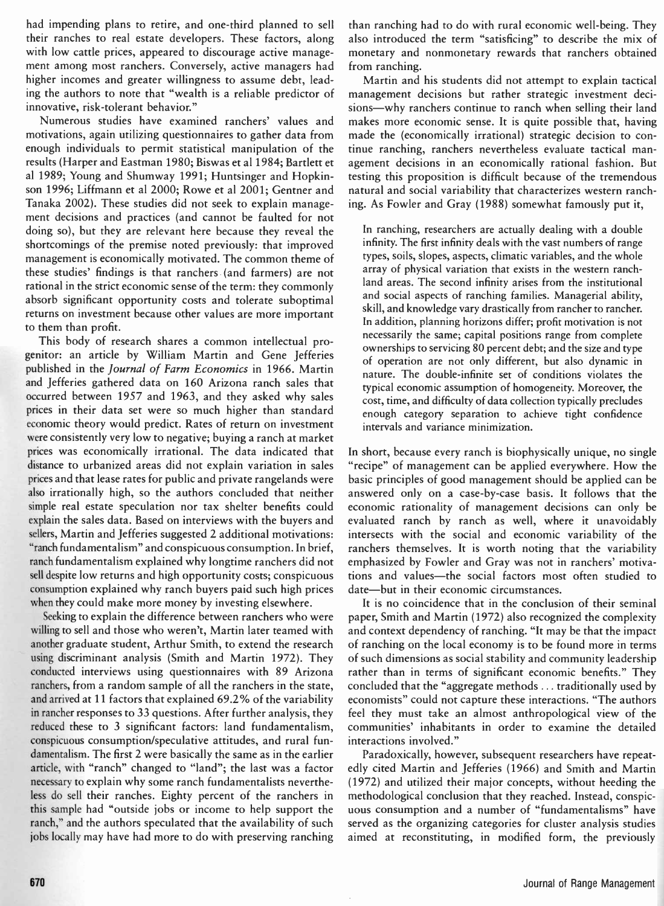had impending plans to retire, and one-third planned to sell their ranches to real estate developers. These factors, along with low cattle prices, appeared to discourage active management among most ranchers. Conversely, active managers had higher incomes and greater willingness to assume debt, leading the authors to note that "wealth is a reliable predictor of innovative, risk-tolerant behavior."

Numerous studies have examined ranchers' values and motivations, again utilizing questionnaires to gather data from enough individuals to permit statistical manipulation of the results (Harper and Eastman 1980; Biswas et al 1984; Bartlett et al 1989; Young and Shumway 1991; Huntsinger and Hopkinson 1996; Liffmann et al 2000; Rowe et al 2001; Gentner and Tanaka 2002). These studies did not seek to explain management decisions and practices (and cannot be faulted for not doing so), but they are relevant here because they reveal the shortcomings of the premise noted previously: that improved management is economically motivated. The common theme of these studies' findings is that ranchers (and farmers) are not rational in the strict economic sense of the term: they commonly absorb significant opportunity costs and tolerate suboptimal returns on investment because other values are more important to them than profit.

This body of research shares a common intellectual progenitor: an article by William Martin and Gene Jefferies published in the *Journal of Farm Economics* in 1966. Martin and Jefferies gathered data on 160 Arizona ranch sales that occurred between 1957 and 1963, and they asked why sales prices in their data set were so much higher than standard economic theory would predict. Rates of return on investment were consistently very low to negative; buying a ranch at market prices was economically irrational. The data indicated that distance to urbanized areas did not explain variation in sales prices and that lease rates for public and private rangelands were also irrationally high, so the authors concluded that neither simple real estate speculation nor tax shelter benefits could explain the sales data. Based on interviews with the buyers and sellers, Martin and Jefferies suggested 2 additional motivations: "ranch fundamentalism" and conspicuous consumption. In brief, ranch fundamentalism explained why longtime ranchers did not sell despite low returns and high opportunity costs; conspicuous consumption explained why ranch buyers paid such high prices when they could make more money by investing elsewhere.

Seeking to explain the difference between ranchers who were willing to sell and those who weren't, Martin later teamed with another graduate student, Arthur Smith, to extend the research using discriminant analysis (Smith and Martin 1972). They conducted interviews using questionnaires with 89 Arizona ranchers, from a random sample of all the ranchers in the state, and arrived at 11 factors that explained 69.2% of the variability in rancher responses to 33 questions. After further analysis, they reduced these to 3 significant factors: land fundamentalism, conspicuous consumption/speculative attitudes, and rural fundamentalism. The first 2 were basically the same as in the earlier article, with "ranch" changed to "land"; the last was a factor necessary to explain why some ranch fundamentalists nevertheless do sell their ranches. Eighty percent of the ranchers in this sample had "outside jobs or income to help support the ranch," and the authors speculated that the availability of such jobs locally may have had more to do with preserving ranching than ranching had to do with rural economic well-being. They also introduced the term "satisficing" to describe the mix of monetary and nonmonetary rewards that ranchers obtained from ranching.

Martin and his students did not attempt to explain tactical management decisions but rather strategic investment decisions—why ranchers continue to ranch when selling their land makes more economic sense. It is quite possible that, having made the (economically irrational) strategic decision to continue ranching, ranchers nevertheless evaluate tactical management decisions in an economically rational fashion. But testing this proposition is difficult because of the tremendous natural and social variability that characterizes western ranching. As Fowler and Gray (1988) somewhat famously put it,

> In ranching, researchers are actually dealing with a double infinity. The first infinity deals with the vast numbers of range types, soils, slopes, aspects, climatic variables, and the whole array of physical variation that exists in the western ranchland areas. The second infinity arises from the institutional and social aspects of ranching families. Managerial ability, skill, and knowledge vary drastically from rancher to rancher. In addition, planning horizons differ; profit motivation is not necessarily the same; capital positions range from complete ownerships to servicing 80 percent debt; and the size and type of operation are not only different, but also dynamic in nature. The double-infinite set of conditions violates the typical economic assumption of homogeneity. Moreover, the cost, time, and difficulty of data collection typically precludes enough category separation to achieve tight confidence intervals and variance minimization.

In short, because every ranch is biophysically unique, no single "recipe" of management can be applied everywhere. How the basic principles of good management should be applied can be answered only on a case-by-case basis. It follows that the economic rationality of management decisions can only be evaluated ranch by ranch as well, where it unavoidably intersects with the social and economic variability of the ranchers themselves. It is worth noting that the variability emphasized by Fowler and Gray was not in ranchers' motivations and values—the social factors most often studied to date—but in their economic circumstances.

It is no coincidence that in the conclusion of their seminal paper, Smith and Martin (1972) also recognized the complexity and context dependency of ranching. "It may be that the impact of ranching on the local economy is to be found more in terms of such dimensions as social stability and community leadership rather than in terms of significant economic benefits." They concluded that the "aggregate methods ... traditionally used by economists" could not capture these interactions. "The authors feel they must take an almost anthropological view of the communities' inhabitants in order to examine the detailed interactions involved."

Paradoxically, however, subsequent researchers have repeatedly cited Martin and Jefferies (1966) and Smith and Martin (1972) and utilized their major concepts, without heeding the methodological conclusion that they reached. Instead, conspicuous consumption and a number of "fundamentalisms" have served as the organizing categories for cluster analysis studies aimed at reconstituting, in modified form, the previously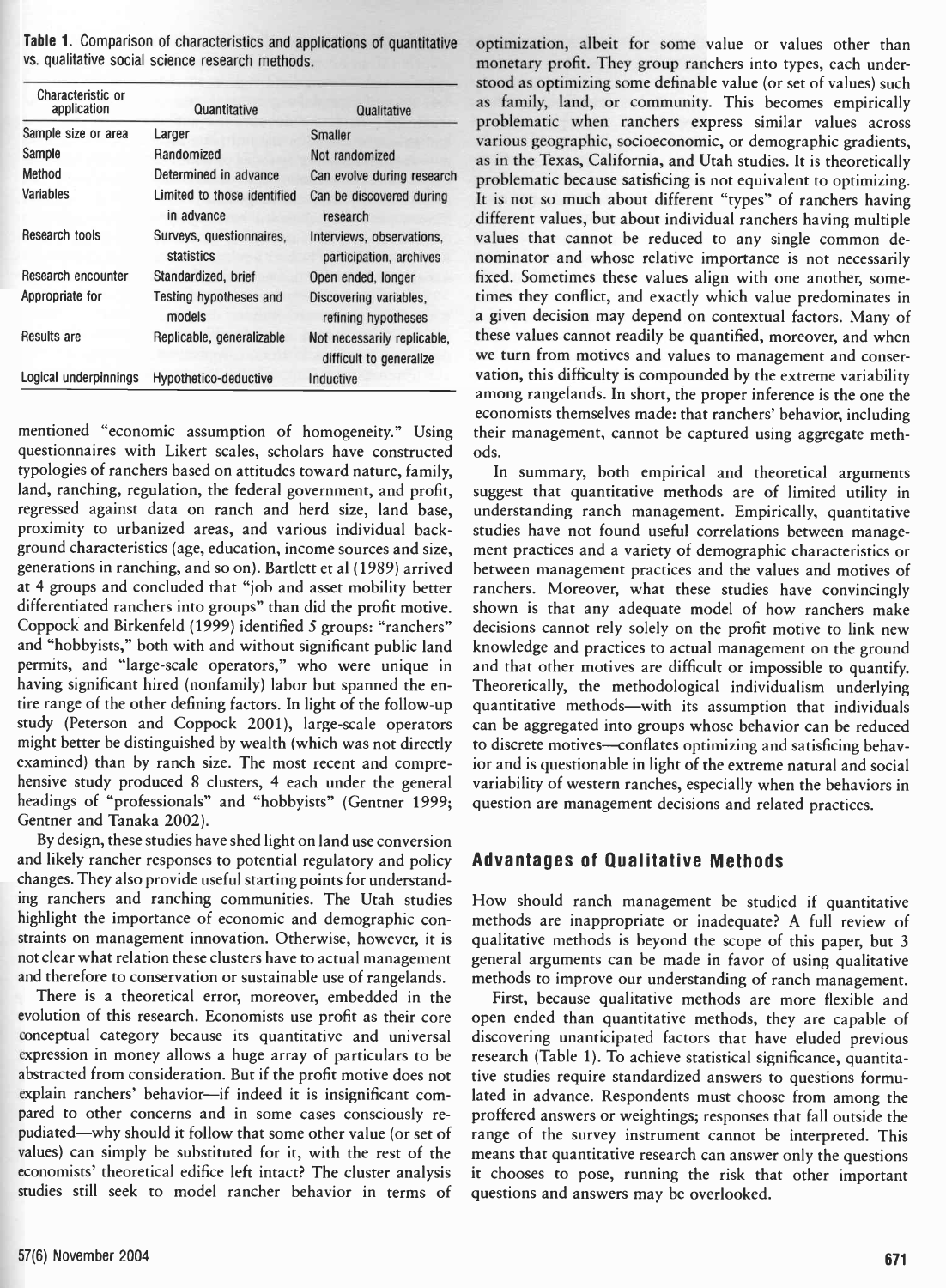**Table 1.** Comparison of characteristics and applications of quantitative vs. qualitative social science research methods.

| Characteristic or application | Quantitative | Qualitative |
|---|---|---|
| Sample size or area | Larger | Smaller |
| Sample | Randomized | Not randomized |
| Method | Determined in advance | Can evolve during research |
| Variables | Limited to those identified in advance | Can be discovered during research |
| Research tools | Surveys, questionnaires, statistics | Interviews, observations, participation, archives |
| Research encounter | Standardized, brief | Open ended, longer |
| Appropriate for | Testing hypotheses and models | Discovering variables, refining hypotheses |
| Results are | Replicable, generalizable | Not necessarily replicable, difficult to generalize |
| Logical underpinnings | Hypothetico-deductive | Inductive |

mentioned "economic assumption of homogeneity." Using questionnaires with Likert scales, scholars have constructed typologies of ranchers based on attitudes toward nature, family, land, ranching, regulation, the federal government, and profit, regressed against data on ranch and herd size, land base, proximity to urbanized areas, and various individual background characteristics (age, education, income sources and size, generations in ranching, and so on). Bartlett et al (1989) arrived at 4 groups and concluded that "job and asset mobility better differentiated ranchers into groups" than did the profit motive. Coppock and Birkenfeld (1999) identified 5 groups: "ranchers" and "hobbyists," both with and without significant public land permits, and "large-scale operators," who were unique in having significant hired (nonfamily) labor but spanned the entire range of the other defining factors. In light of the follow-up study (Peterson and Coppock 2001), large-scale operators might better be distinguished by wealth (which was not directly examined) than by ranch size. The most recent and comprehensive study produced 8 clusters, 4 each under the general headings of "professionals" and "hobbyists" (Gentner 1999; Gentner and Tanaka 2002).

By design, these studies have shed light on land use conversion and likely rancher responses to potential regulatory and policy changes. They also provide useful starting points for understanding ranchers and ranching communities. The Utah studies highlight the importance of economic and demographic constraints on management innovation. Otherwise, however, it is not clear what relation these clusters have to actual management and therefore to conservation or sustainable use of rangelands.

There is a theoretical error, moreover, embedded in the evolution of this research. Economists use profit as their core conceptual category because its quantitative and universal expression in money allows a huge array of particulars to be abstracted from consideration. But if the profit motive does not explain ranchers' behavior—if indeed it is insignificant compared to other concerns and in some cases consciously repudiated—why should it follow that some other value (or set of values) can simply be substituted for it, with the rest of the economists' theoretical edifice left intact? The cluster analysis studies still seek to model rancher behavior in terms of optimization, albeit for some value or values other than monetary profit. They group ranchers into types, each understood as optimizing some definable value (or set of values) such as family, land, or community. This becomes empirically problematic when ranchers express similar values across various geographic, socioeconomic, or demographic gradients, as in the Texas, California, and Utah studies. It is theoretically problematic because satisficing is not equivalent to optimizing. It is not so much about different "types" of ranchers having different values, but about individual ranchers having multiple values that cannot be reduced to any single common denominator and whose relative importance is not necessarily fixed. Sometimes these values align with one another, sometimes they conflict, and exactly which value predominates in a given decision may depend on contextual factors. Many of these values cannot readily be quantified, moreover, and when we turn from motives and values to management and conservation, this difficulty is compounded by the extreme variability among rangelands. In short, the proper inference is the one the economists themselves made: that ranchers' behavior, including their management, cannot be captured using aggregate methods.

In summary, both empirical and theoretical arguments suggest that quantitative methods are of limited utility in understanding ranch management. Empirically, quantitative studies have not found useful correlations between management practices and a variety of demographic characteristics or between management practices and the values and motives of ranchers. Moreover, what these studies have convincingly shown is that any adequate model of how ranchers make decisions cannot rely solely on the profit motive to link new knowledge and practices to actual management on the ground and that other motives are difficult or impossible to quantify. Theoretically, the methodological individualism underlying quantitative methods—with its assumption that individuals can be aggregated into groups whose behavior can be reduced to discrete motives—conflates optimizing and satisficing behavior and is questionable in light of the extreme natural and social variability of western ranches, especially when the behaviors in question are management decisions and related practices.

## Advantages of Qualitative Methods

How should ranch management be studied if quantitative methods are inappropriate or inadequate? A full review of qualitative methods is beyond the scope of this paper, but 3 general arguments can be made in favor of using qualitative methods to improve our understanding of ranch management.

First, because qualitative methods are more flexible and open ended than quantitative methods, they are capable of discovering unanticipated factors that have eluded previous research (Table 1). To achieve statistical significance, quantitative studies require standardized answers to questions formulated in advance. Respondents must choose from among the proffered answers or weightings; responses that fall outside the range of the survey instrument cannot be interpreted. This means that quantitative research can answer only the questions it chooses to pose, running the risk that other important questions and answers may be overlooked.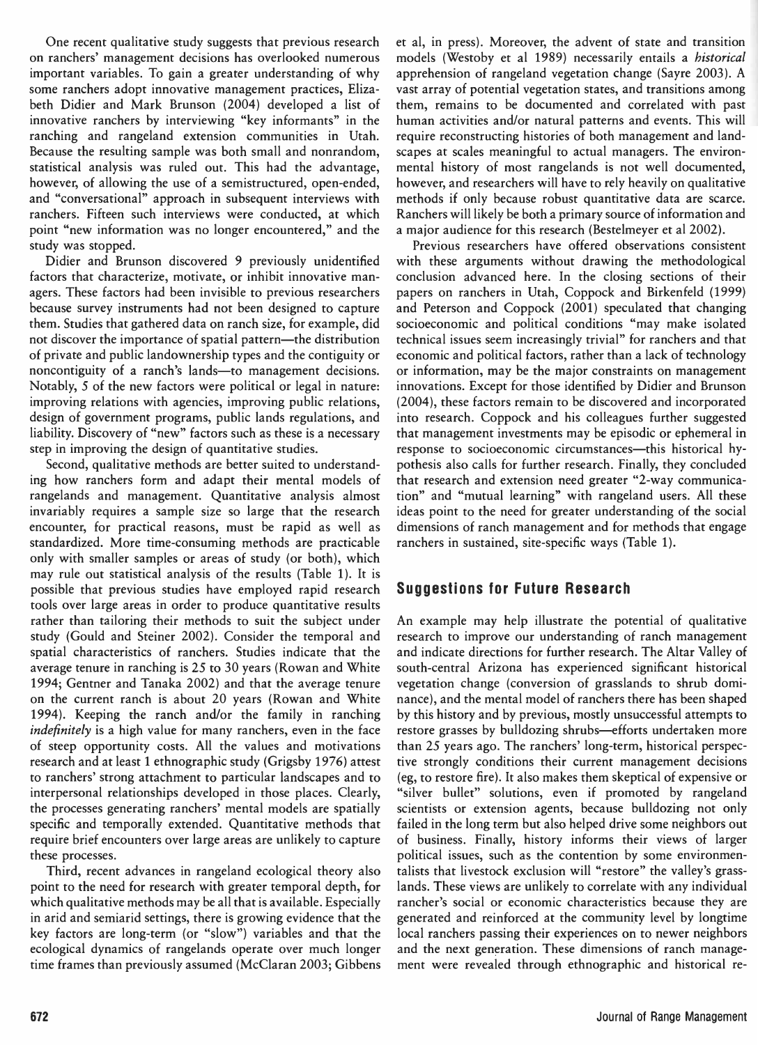One recent qualitative study suggests that previous research on ranchers' management decisions has overlooked numerous important variables. To gain a greater understanding of why some ranchers adopt innovative management practices, Elizabeth Didier and Mark Brunson (2004) developed a list of innovative ranchers by interviewing "key informants" in the ranching and rangeland extension communities in Utah. Because the resulting sample was both small and nonrandom, statistical analysis was ruled out. This had the advantage, however, of allowing the use of a semistructured, open-ended, and "conversational" approach in subsequent interviews with ranchers. Fifteen such interviews were conducted, at which point "new information was no longer encountered," and the study was stopped.

Didier and Brunson discovered 9 previously unidentified factors that characterize, motivate, or inhibit innovative managers. These factors had been invisible to previous researchers because survey instruments had not been designed to capture them. Studies that gathered data on ranch size, for example, did not discover the importance of spatial pattern—the distribution of private and public landownership types and the contiguity or noncontiguity of a ranch's lands—to management decisions. Notably, 5 of the new factors were political or legal in nature: improving relations with agencies, improving public relations, design of government programs, public lands regulations, and liability. Discovery of "new" factors such as these is a necessary step in improving the design of quantitative studies.

Second, qualitative methods are better suited to understanding how ranchers form and adapt their mental models of rangelands and management. Quantitative analysis almost invariably requires a sample size so large that the research encounter, for practical reasons, must be rapid as well as standardized. More time-consuming methods are practicable only with smaller samples or areas of study (or both), which may rule out statistical analysis of the results (Table 1). It is possible that previous studies have employed rapid research tools over large areas in order to produce quantitative results rather than tailoring their methods to suit the subject under study (Gould and Steiner 2002). Consider the temporal and spatial characteristics of ranchers. Studies indicate that the average tenure in ranching is 25 to 30 years (Rowan and White 1994; Gentner and Tanaka 2002) and that the average tenure on the current ranch is about 20 years (Rowan and White 1994). Keeping the ranch and/or the family in ranching *indefinitely* is a high value for many ranchers, even in the face of steep opportunity costs. All the values and motivations research and at least 1 ethnographic study (Grigsby 1976) attest to ranchers' strong attachment to particular landscapes and to interpersonal relationships developed in those places. Clearly, the processes generating ranchers' mental models are spatially specific and temporally extended. Quantitative methods that require brief encounters over large areas are unlikely to capture these processes.

Third, recent advances in rangeland ecological theory also point to the need for research with greater temporal depth, for which qualitative methods may be all that is available. Especially in arid and semiarid settings, there is growing evidence that the key factors are long-term (or "slow") variables and that the ecological dynamics of rangelands operate over much longer time frames than previously assumed (McClaran 2003; Gibbens et al, in press). Moreover, the advent of state and transition models (Westoby et al 1989) necessarily entails a *historical* apprehension of rangeland vegetation change (Sayre 2003). A vast array of potential vegetation states, and transitions among them, remains to be documented and correlated with past human activities and/or natural patterns and events. This will require reconstructing histories of both management and landscapes at scales meaningful to actual managers. The environmental history of most rangelands is not well documented, however, and researchers will have to rely heavily on qualitative methods if only because robust quantitative data are scarce. Ranchers will likely be both a primary source of information and a major audience for this research (Bestelmeyer et al 2002).

Previous researchers have offered observations consistent with these arguments without drawing the methodological conclusion advanced here. In the closing sections of their papers on ranchers in Utah, Coppock and Birkenfeld (1999) and Peterson and Coppock (2001) speculated that changing socioeconomic and political conditions "may make isolated technical issues seem increasingly trivial" for ranchers and that economic and political factors, rather than a lack of technology or information, may be the major constraints on management innovations. Except for those identified by Didier and Brunson (2004), these factors remain to be discovered and incorporated into research. Coppock and his colleagues further suggested that management investments may be episodic or ephemeral in response to socioeconomic circumstances—this historical hypothesis also calls for further research. Finally, they concluded that research and extension need greater "2-way communication" and "mutual learning" with rangeland users. All these ideas point to the need for greater understanding of the social dimensions of ranch management and for methods that engage ranchers in sustained, site-specific ways (Table 1).

## Suggestions for Future Research

An example may help illustrate the potential of qualitative research to improve our understanding of ranch management and indicate directions for further research. The Altar Valley of south-central Arizona has experienced significant historical vegetation change (conversion of grasslands to shrub dominance), and the mental model of ranchers there has been shaped by this history and by previous, mostly unsuccessful attempts to restore grasses by bulldozing shrubs—efforts undertaken more than 25 years ago. The ranchers' long-term, historical perspective strongly conditions their current management decisions (eg, to restore fire). It also makes them skeptical of expensive or "silver bullet" solutions, even if promoted by rangeland scientists or extension agents, because bulldozing not only failed in the long term but also helped drive some neighbors out of business. Finally, history informs their views of larger political issues, such as the contention by some environmentalists that livestock exclusion will "restore" the valley's grasslands. These views are unlikely to correlate with any individual rancher's social or economic characteristics because they are generated and reinforced at the community level by longtime local ranchers passing their experiences on to newer neighbors and the next generation. These dimensions of ranch management were revealed through ethnographic and historical re-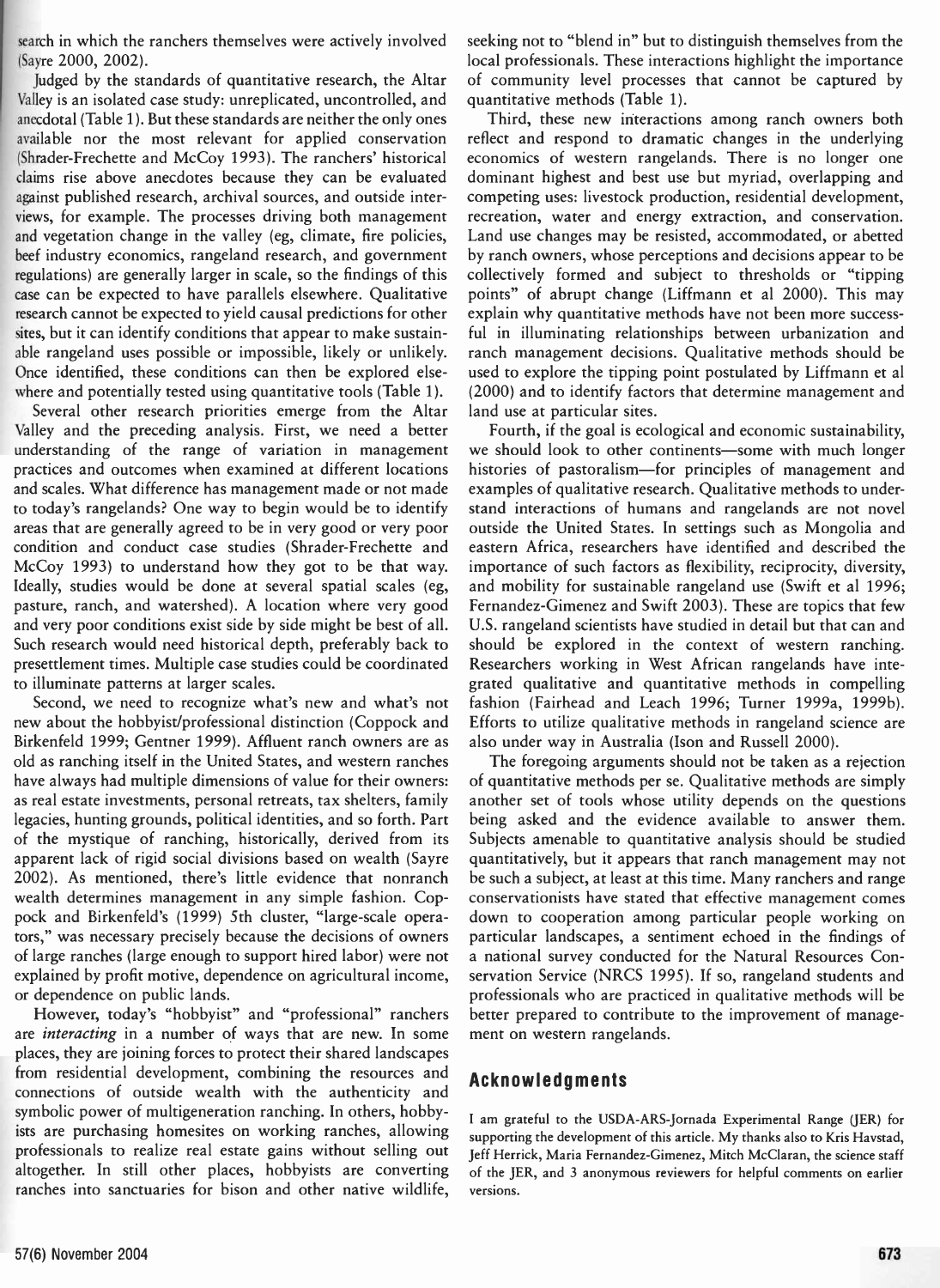search in which the ranchers themselves were actively involved (Sayre 2000, 2002).

Judged by the standards of quantitative research, the Altar Valley is an isolated case study: unreplicated, uncontrolled, and anecdotal (Table 1). But these standards are neither the only ones available nor the most relevant for applied conservation (Shrader-Frechette and McCoy 1993). The ranchers' historical claims rise above anecdotes because they can be evaluated against published research, archival sources, and outside interviews, for example. The processes driving both management and vegetation change in the valley (eg, climate, fire policies, beef industry economics, rangeland research, and government regulations) are generally larger in scale, so the findings of this case can be expected to have parallels elsewhere. Qualitative research cannot be expected to yield causal predictions for other sites, but it can identify conditions that appear to make sustainable rangeland uses possible or impossible, likely or unlikely. Once identified, these conditions can then be explored elsewhere and potentially tested using quantitative tools (Table 1).

Several other research priorities emerge from the Altar Valley and the preceding analysis. First, we need a better understanding of the range of variation in management practices and outcomes when examined at different locations and scales. What difference has management made or not made to today's rangelands? One way to begin would be to identify areas that are generally agreed to be in very good or very poor condition and conduct case studies (Shrader-Frechette and McCoy 1993) to understand how they got to be that way. Ideally, studies would be done at several spatial scales (eg, pasture, ranch, and watershed). A location where very good and very poor conditions exist side by side might be best of all. Such research would need historical depth, preferably back to presettlement times. Multiple case studies could be coordinated to illuminate patterns at larger scales.

Second, we need to recognize what's new and what's not new about the hobbyist/professional distinction (Coppock and Birkenfeld 1999; Gentner 1999). Affluent ranch owners are as old as ranching itself in the United States, and western ranches have always had multiple dimensions of value for their owners: as real estate investments, personal retreats, tax shelters, family legacies, hunting grounds, political identities, and so forth. Part of the mystique of ranching, historically, derived from its apparent lack of rigid social divisions based on wealth (Sayre 2002). As mentioned, there's little evidence that nonranch wealth determines management in any simple fashion. Coppock and Birkenfeld's (1999) 5th cluster, "large-scale operators," was necessary precisely because the decisions of owners of large ranches (large enough to support hired labor) were not explained by profit motive, dependence on agricultural income, or dependence on public lands.

However, today's "hobbyist" and "professional" ranchers are *interacting* in a number of ways that are new. In some places, they are joining forces to protect their shared landscapes from residential development, combining the resources and connections of outside wealth with the authenticity and symbolic power of multigeneration ranching. In others, hobbyists are purchasing homesites on working ranches, allowing professionals to realize real estate gains without selling out altogether. In still other places, hobbyists are converting ranches into sanctuaries for bison and other native wildlife, seeking not to "blend in" but to distinguish themselves from the local professionals. These interactions highlight the importance of community level processes that cannot be captured by quantitative methods (Table 1).

Third, these new interactions among ranch owners both reflect and respond to dramatic changes in the underlying economics of western rangelands. There is no longer one dominant highest and best use but myriad, overlapping and competing uses: livestock production, residential development, recreation, water and energy extraction, and conservation. Land use changes may be resisted, accommodated, or abetted by ranch owners, whose perceptions and decisions appear to be collectively formed and subject to thresholds or "tipping points" of abrupt change (Liffmann et al 2000). This may explain why quantitative methods have not been more successful in illuminating relationships between urbanization and ranch management decisions. Qualitative methods should be used to explore the tipping point postulated by Liffmann et al (2000) and to identify factors that determine management and land use at particular sites.

Fourth, if the goal is ecological and economic sustainability, we should look to other continents—some with much longer histories of pastoralism—for principles of management and examples of qualitative research. Qualitative methods to understand interactions of humans and rangelands are not novel outside the United States. In settings such as Mongolia and eastern Africa, researchers have identified and described the importance of such factors as flexibility, reciprocity, diversity, and mobility for sustainable rangeland use (Swift et al 1996; Fernandez-Gimenez and Swift 2003). These are topics that few U.S. rangeland scientists have studied in detail but that can and should be explored in the context of western ranching. Researchers working in West African rangelands have integrated qualitative and quantitative methods in compelling fashion (Fairhead and Leach 1996; Turner 1999a, 1999b). Efforts to utilize qualitative methods in rangeland science are also under way in Australia (Ison and Russell 2000).

The foregoing arguments should not be taken as a rejection of quantitative methods per se. Qualitative methods are simply another set of tools whose utility depends on the questions being asked and the evidence available to answer them. Subjects amenable to quantitative analysis should be studied quantitatively, but it appears that ranch management may not be such a subject, at least at this time. Many ranchers and range conservationists have stated that effective management comes down to cooperation among particular people working on particular landscapes, a sentiment echoed in the findings of a national survey conducted for the Natural Resources Conservation Service (NRCS 1995). If so, rangeland students and professionals who are practiced in qualitative methods will be better prepared to contribute to the improvement of management on western rangelands.

## Acknowledgments

I am grateful to the USDA-ARS-Jornada Experimental Range (JER) for supporting the development of this article. My thanks also to Kris Havstad, Jeff Herrick, Maria Fernandez-Gimenez, Mitch McClaran, the science staff of the JER, and 3 anonymous reviewers for helpful comments on earlier versions.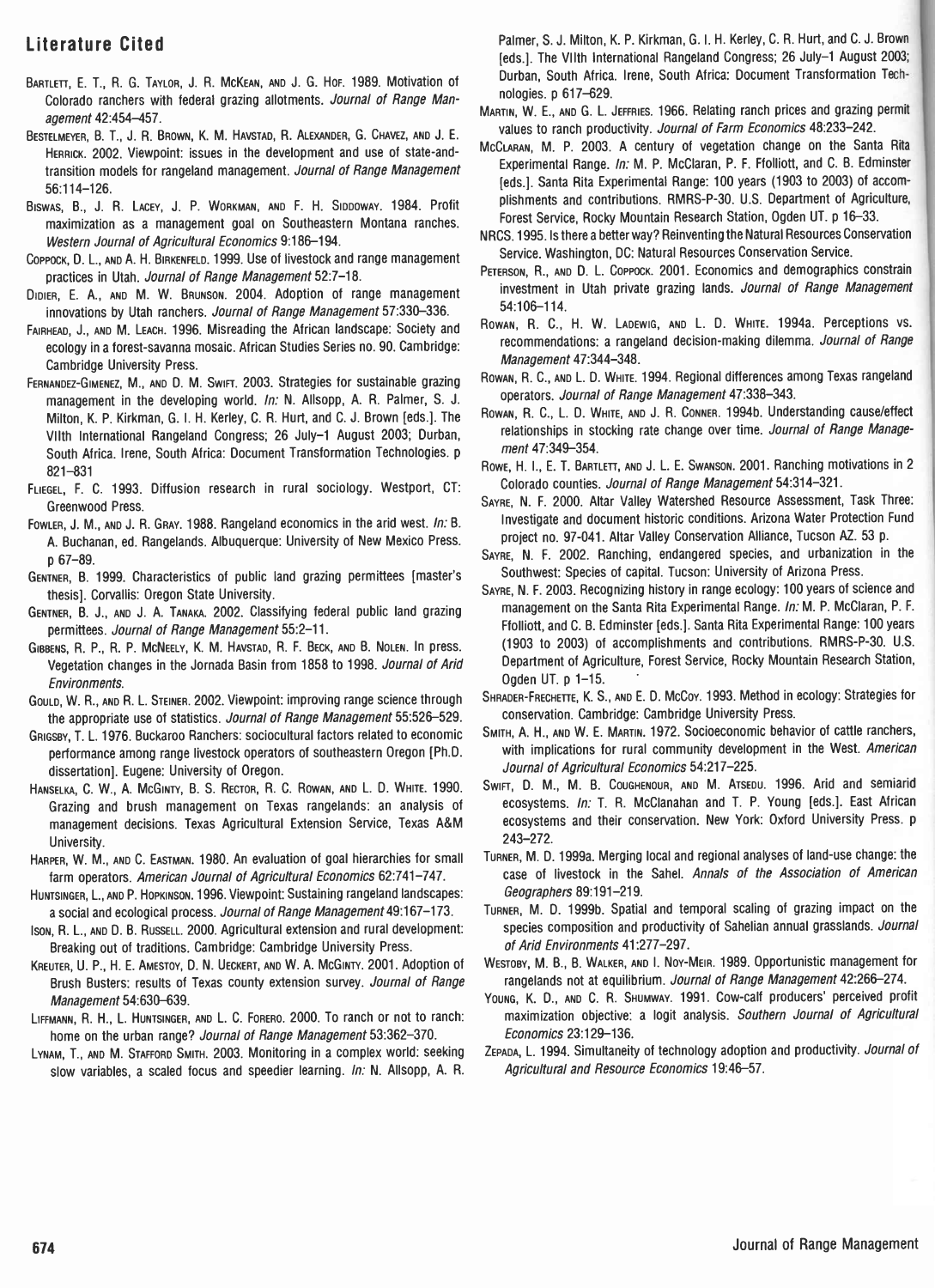## Literature Cited

Bartlett, E. T., R. G. Taylor, J. R. McKean, and J. G. Hof. 1989. Motivation of Colorado ranchers with federal grazing allotments. *Journal of Range Management* 42:454–457.

Bestelmeyer, B. T., J. R. Brown, K. M. Havstad, R. Alexander, G. Chavez, and J. E. Herrick. 2002. Viewpoint: issues in the development and use of state-and-transition models for rangeland management. *Journal of Range Management* 56:114–126.

Biswas, B., J. R. Lacey, J. P. Workman, and F. H. Siddoway. 1984. Profit maximization as a management goal on Southeastern Montana ranches. *Western Journal of Agricultural Economics* 9:186–194.

Coppock, D. L., and A. H. Birkenfeld. 1999. Use of livestock and range management practices in Utah. *Journal of Range Management* 52:7–18.

Didier, E. A., and M. W. Brunson. 2004. Adoption of range management innovations by Utah ranchers. *Journal of Range Management* 57:330–336.

Fairhead, J., and M. Leach. 1996. Misreading the African landscape: Society and ecology in a forest-savanna mosaic. African Studies Series no. 90. Cambridge: Cambridge University Press.

Fernandez-Gimenez, M., and D. M. Swift. 2003. Strategies for sustainable grazing management in the developing world. *In:* N. Allsopp, A. R. Palmer, S. J. Milton, K. P. Kirkman, G. I. H. Kerley, C. R. Hurt, and C. J. Brown [eds.]. The VIIth International Rangeland Congress; 26 July–1 August 2003; Durban, South Africa. Irene, South Africa: Document Transformation Technologies. p 821–831

Fliegel, F. C. 1993. Diffusion research in rural sociology. Westport, CT: Greenwood Press.

Fowler, J. M., and J. R. Gray. 1988. Rangeland economics in the arid west. *In:* B. A. Buchanan, ed. Rangelands. Albuquerque: University of New Mexico Press. p 67–89.

Gentner, B. 1999. Characteristics of public land grazing permittees [master's thesis]. Corvallis: Oregon State University.

Gentner, B. J., and J. A. Tanaka. 2002. Classifying federal public land grazing permittees. *Journal of Range Management* 55:2–11.

Gibbens, R. P., R. P. McNeely, K. M. Havstad, R. F. Beck, and B. Nolen. In press. Vegetation changes in the Jornada Basin from 1858 to 1998. *Journal of Arid Environments.*

Gould, W. R., and R. L. Steiner. 2002. Viewpoint: improving range science through the appropriate use of statistics. *Journal of Range Management* 55:526–529.

Grigsby, T. L. 1976. Buckaroo Ranchers: sociocultural factors related to economic performance among range livestock operators of southeastern Oregon [Ph.D. dissertation]. Eugene: University of Oregon.

Hanselka, C. W., A. McGinty, B. S. Rector, R. C. Rowan, and L. D. White. 1990. Grazing and brush management on Texas rangelands: an analysis of management decisions. Texas Agricultural Extension Service, Texas A&M University.

Harper, W. M., and C. Eastman. 1980. An evaluation of goal hierarchies for small farm operators. *American Journal of Agricultural Economics* 62:741–747.

Huntsinger, L., and P. Hopkinson. 1996. Viewpoint: Sustaining rangeland landscapes: a social and ecological process. *Journal of Range Management* 49:167–173.

Ison, R. L., and D. B. Russell. 2000. Agricultural extension and rural development: Breaking out of traditions. Cambridge: Cambridge University Press.

Kreuter, U. P., H. E. Amestoy, D. N. Ueckert, and W. A. McGinty. 2001. Adoption of Brush Busters: results of Texas county extension survey. *Journal of Range Management* 54:630–639.

Liffmann, R. H., L. Huntsinger, and L. C. Forero. 2000. To ranch or not to ranch: home on the urban range? *Journal of Range Management* 53:362–370.

Lynam, T., and M. Stafford Smith. 2003. Monitoring in a complex world: seeking slow variables, a scaled focus and speedier learning. *In:* N. Allsopp, A. R. Palmer, S. J. Milton, K. P. Kirkman, G. I. H. Kerley, C. R. Hurt, and C. J. Brown [eds.]. The VIIth International Rangeland Congress; 26 July–1 August 2003; Durban, South Africa. Irene, South Africa: Document Transformation Technologies. p 617–629.

Martin, W. E., and G. L. Jeffries. 1966. Relating ranch prices and grazing permit values to ranch productivity. *Journal of Farm Economics* 48:233–242.

McClaran, M. P. 2003. A century of vegetation change on the Santa Rita Experimental Range. *In:* M. P. McClaran, P. F. Ffolliott, and C. B. Edminster [eds.]. Santa Rita Experimental Range: 100 years (1903 to 2003) of accomplishments and contributions. RMRS-P-30. U.S. Department of Agriculture, Forest Service, Rocky Mountain Research Station, Ogden UT. p 16–33.

NRCS. 1995. Is there a better way? Reinventing the Natural Resources Conservation Service. Washington, DC: Natural Resources Conservation Service.

Peterson, R., and D. L. Coppock. 2001. Economics and demographics constrain investment in Utah private grazing lands. *Journal of Range Management* 54:106–114.

Rowan, R. C., H. W. Ladewig, and L. D. White. 1994a. Perceptions vs. recommendations: a rangeland decision-making dilemma. *Journal of Range Management* 47:344–348.

Rowan, R. C., and L. D. White. 1994. Regional differences among Texas rangeland operators. *Journal of Range Management* 47:338–343.

Rowan, R. C., L. D. White, and J. R. Conner. 1994b. Understanding cause/effect relationships in stocking rate change over time. *Journal of Range Management* 47:349–354.

Rowe, H. I., E. T. Bartlett, and J. L. E. Swanson. 2001. Ranching motivations in 2 Colorado counties. *Journal of Range Management* 54:314–321.

Sayre, N. F. 2000. Altar Valley Watershed Resource Assessment, Task Three: Investigate and document historic conditions. Arizona Water Protection Fund project no. 97-041. Altar Valley Conservation Alliance, Tucson AZ. 53 p.

Sayre, N. F. 2002. Ranching, endangered species, and urbanization in the Southwest: Species of capital. Tucson: University of Arizona Press.

Sayre, N. F. 2003. Recognizing history in range ecology: 100 years of science and management on the Santa Rita Experimental Range. *In:* M. P. McClaran, P. F. Ffolliott, and C. B. Edminster [eds.]. Santa Rita Experimental Range: 100 years (1903 to 2003) of accomplishments and contributions. RMRS-P-30. U.S. Department of Agriculture, Forest Service, Rocky Mountain Research Station, Ogden UT. p 1–15.

Shrader-Frechette, K. S., and E. D. McCoy. 1993. Method in ecology: Strategies for conservation. Cambridge: Cambridge University Press.

Smith, A. H., and W. E. Martin. 1972. Socioeconomic behavior of cattle ranchers, with implications for rural community development in the West. *American Journal of Agricultural Economics* 54:217–225.

Swift, D. M., M. B. Coughenour, and M. Atsedu. 1996. Arid and semiarid ecosystems. *In:* T. R. McClanahan and T. P. Young [eds.]. East African ecosystems and their conservation. New York: Oxford University Press. p 243–272.

Turner, M. D. 1999a. Merging local and regional analyses of land-use change: the case of livestock in the Sahel. *Annals of the Association of American Geographers* 89:191–219.

Turner, M. D. 1999b. Spatial and temporal scaling of grazing impact on the species composition and productivity of Sahelian annual grasslands. *Journal of Arid Environments* 41:277–297.

Westoby, M. B., B. Walker, and I. Noy-Meir. 1989. Opportunistic management for rangelands not at equilibrium. *Journal of Range Management* 42:266–274.

Young, K. D., and C. R. Shumway. 1991. Cow-calf producers' perceived profit maximization objective: a logit analysis. *Southern Journal of Agricultural Economics* 23:129–136.

Zepada, L. 1994. Simultaneity of technology adoption and productivity. *Journal of Agricultural and Resource Economics* 19:46–57.